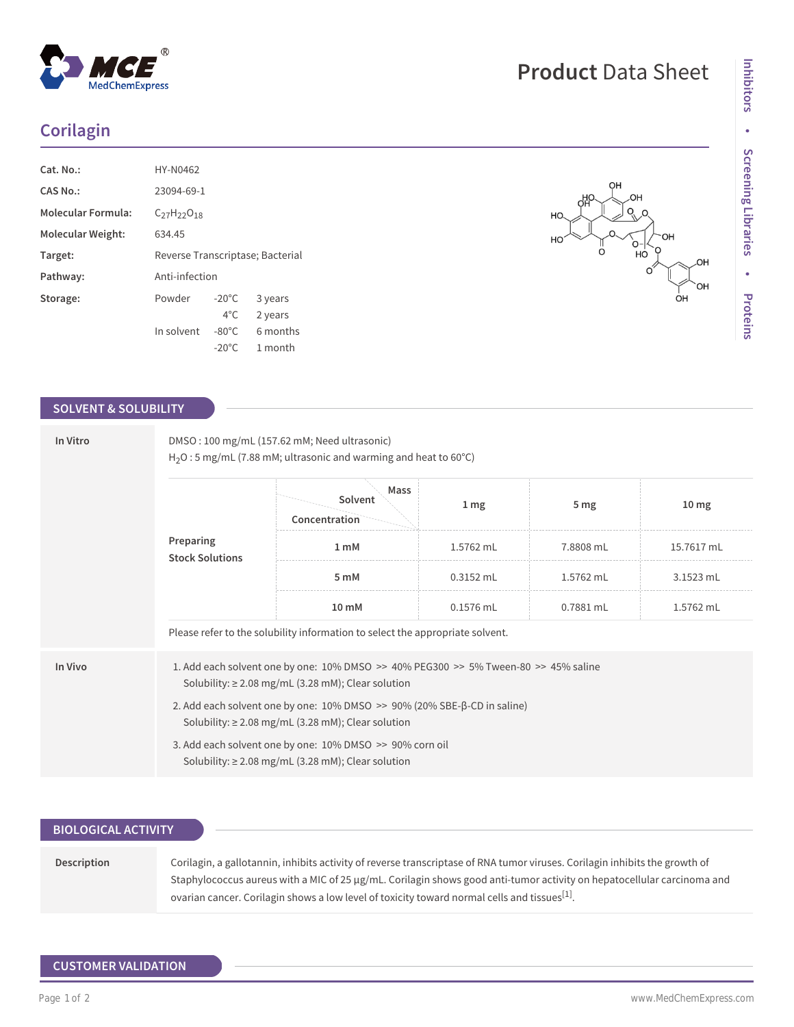# Corilagin

Product Data Sheet

| | |
|---|---|
| **Cat. No.:** | HY-N0462 |
| **CAS No.:** | 23094-69-1 |
| **Molecular Formula:** | $C_{27}H_{22}O_{18}$ |
| **Molecular Weight:** | 634.45 |
| **Target:** | Reverse Transcriptase; Bacterial |
| **Pathway:** | Anti-infection |
| **Storage:** | Powder -20°C 3 years; 4°C 2 years<br>In solvent -80°C 6 months; -20°C 1 month |

## SOLVENT & SOLUBILITY

**In Vitro**

DMSO : 100 mg/mL (157.62 mM; Need ultrasonic)
$H_2O$ : 5 mg/mL (7.88 mM; ultrasonic and warming and heat to 60°C)

**Preparing Stock Solutions**

| Concentration / Solvent / Mass | 1 mg | 5 mg | 10 mg |
|---|---|---|---|
| 1 mM | 1.5762 mL | 7.8808 mL | 15.7617 mL |
| 5 mM | 0.3152 mL | 1.5762 mL | 3.1523 mL |
| 10 mM | 0.1576 mL | 0.7881 mL | 1.5762 mL |

Please refer to the solubility information to select the appropriate solvent.

**In Vivo**

1. Add each solvent one by one: 10% DMSO >> 40% PEG300 >> 5% Tween-80 >> 45% saline
   Solubility: ≥ 2.08 mg/mL (3.28 mM); Clear solution
2. Add each solvent one by one: 10% DMSO >> 90% (20% SBE-β-CD in saline)
   Solubility: ≥ 2.08 mg/mL (3.28 mM); Clear solution
3. Add each solvent one by one: 10% DMSO >> 90% corn oil
   Solubility: ≥ 2.08 mg/mL (3.28 mM); Clear solution

## BIOLOGICAL ACTIVITY

**Description**

Corilagin, a gallotannin, inhibits activity of reverse transcriptase of RNA tumor viruses. Corilagin inhibits the growth of Staphylococcus aureus with a MIC of 25 μg/mL. Corilagin shows good anti-tumor activity on hepatocellular carcinoma and ovarian cancer. Corilagin shows a low level of toxicity toward normal cells and tissues[1].

## CUSTOMER VALIDATION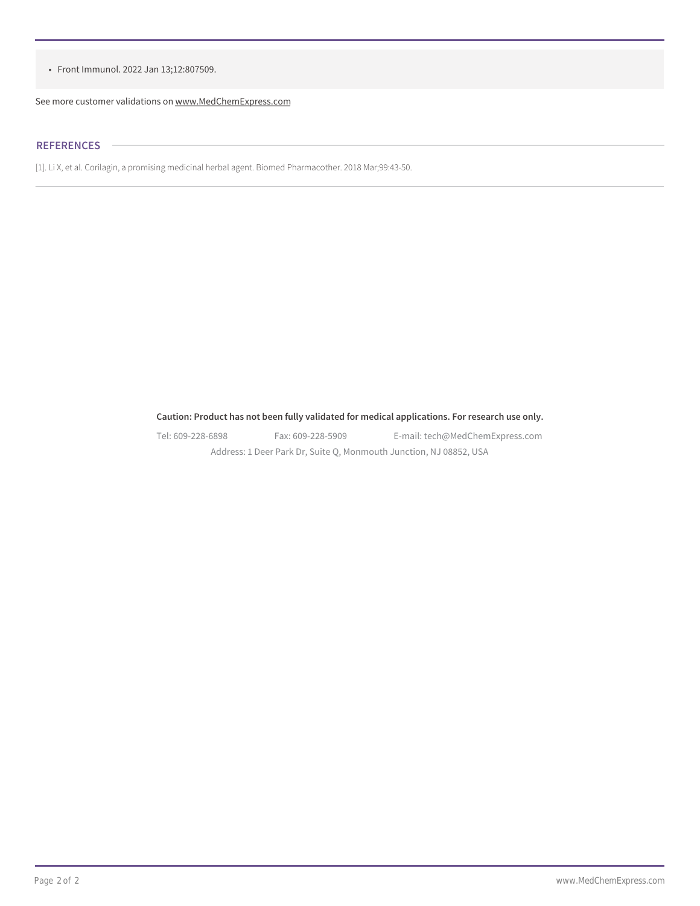- Front Immunol. 2022 Jan 13;12:807509.

See more customer validations on www.MedChemExpress.com

## REFERENCES

[1]. Li X, et al. Corilagin, a promising medicinal herbal agent. Biomed Pharmacother. 2018 Mar;99:43-50.

**Caution: Product has not been fully validated for medical applications. For research use only.**

Tel: 609-228-6898 Fax: 609-228-5909 E-mail: tech@MedChemExpress.com

Address: 1 Deer Park Dr, Suite Q, Monmouth Junction, NJ 08852, USA